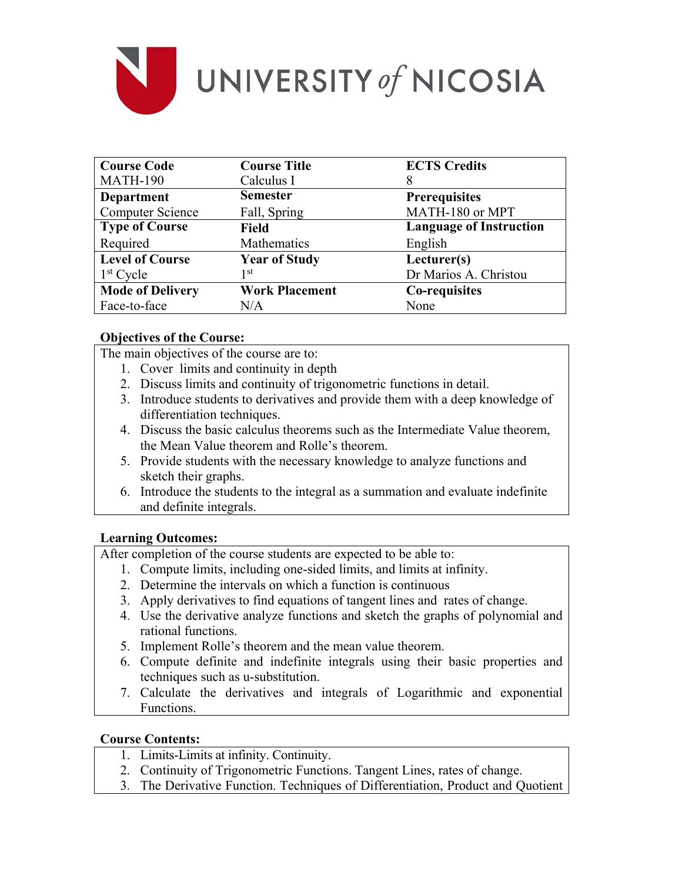# UNIVERSITY of NICOSIA

| Course Code | Course Title | ECTS Credits |
|---|---|---|
| MATH-190 | Calculus I | 8 |
| **Department** | **Semester** | **Prerequisites** |
| Computer Science | Fall, Spring | MATH-180 or MPT |
| **Type of Course** | **Field** | **Language of Instruction** |
| Required | Mathematics | English |
| **Level of Course** | **Year of Study** | **Lecturer(s)** |
| 1st Cycle | 1st | Dr Marios A. Christou |
| **Mode of Delivery** | **Work Placement** | **Co-requisites** |
| Face-to-face | N/A | None |

**Objectives of the Course:**

The main objectives of the course are to:

1. Cover limits and continuity in depth
2. Discuss limits and continuity of trigonometric functions in detail.
3. Introduce students to derivatives and provide them with a deep knowledge of differentiation techniques.
4. Discuss the basic calculus theorems such as the Intermediate Value theorem, the Mean Value theorem and Rolle's theorem.
5. Provide students with the necessary knowledge to analyze functions and sketch their graphs.
6. Introduce the students to the integral as a summation and evaluate indefinite and definite integrals.

**Learning Outcomes:**

After completion of the course students are expected to be able to:

1. Compute limits, including one-sided limits, and limits at infinity.
2. Determine the intervals on which a function is continuous
3. Apply derivatives to find equations of tangent lines and rates of change.
4. Use the derivative analyze functions and sketch the graphs of polynomial and rational functions.
5. Implement Rolle's theorem and the mean value theorem.
6. Compute definite and indefinite integrals using their basic properties and techniques such as u-substitution.
7. Calculate the derivatives and integrals of Logarithmic and exponential Functions.

**Course Contents:**

1. Limits-Limits at infinity. Continuity.
2. Continuity of Trigonometric Functions. Tangent Lines, rates of change.
3. The Derivative Function. Techniques of Differentiation, Product and Quotient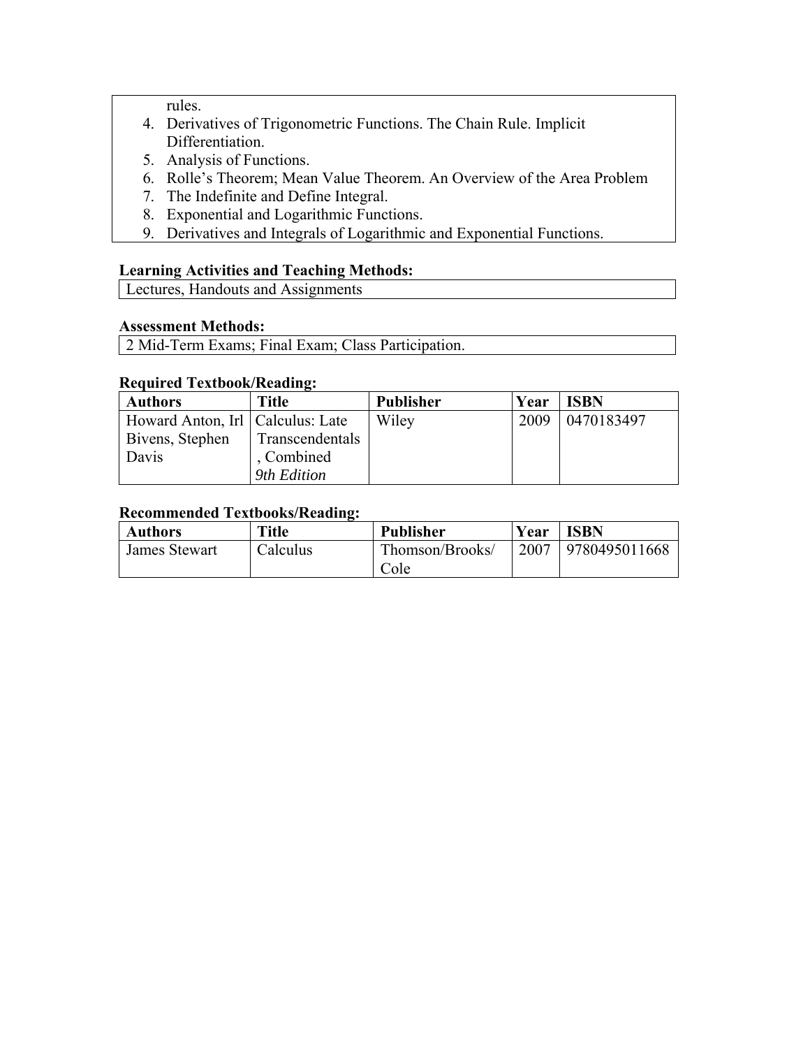rules.

4. Derivatives of Trigonometric Functions. The Chain Rule. Implicit Differentiation.
5. Analysis of Functions.
6. Rolle's Theorem; Mean Value Theorem. An Overview of the Area Problem
7. The Indefinite and Define Integral.
8. Exponential and Logarithmic Functions.
9. Derivatives and Integrals of Logarithmic and Exponential Functions.

**Learning Activities and Teaching Methods:**

Lectures, Handouts and Assignments

**Assessment Methods:**

2 Mid-Term Exams; Final Exam; Class Participation.

**Required Textbook/Reading:**

| **Authors** | **Title** | **Publisher** | **Year** | **ISBN** |
|---|---|---|---|---|
| Howard Anton, Irl Bivens, Stephen Davis | Calculus: Late Transcendentals , Combined *9th Edition* | Wiley | 2009 | 0470183497 |

**Recommended Textbooks/Reading:**

| **Authors** | **Title** | **Publisher** | **Year** | **ISBN** |
|---|---|---|---|---|
| James Stewart | Calculus | Thomson/Brooks/Cole | 2007 | 9780495011668 |